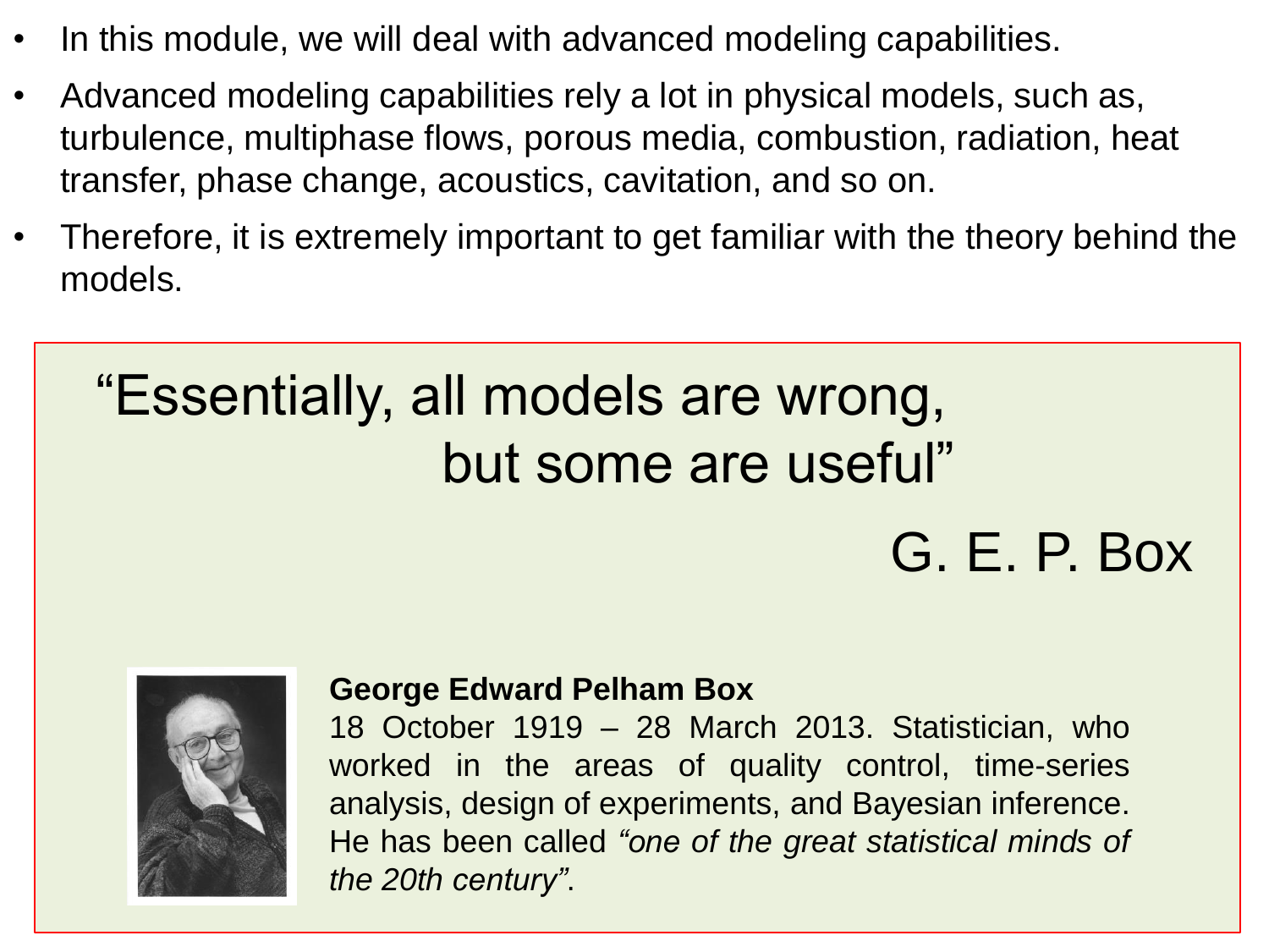- In this module, we will deal with advanced modeling capabilities.
- Advanced modeling capabilities rely a lot in physical models, such as, turbulence, multiphase flows, porous media, combustion, radiation, heat transfer, phase change, acoustics, cavitation, and so on.
- Therefore, it is extremely important to get familiar with the theory behind the models.

> “Essentially, all models are wrong, but some are useful”
>
> G. E. P. Box

**George Edward Pelham Box**
18 October 1919 – 28 March 2013. Statistician, who worked in the areas of quality control, time-series analysis, design of experiments, and Bayesian inference. He has been called *“one of the great statistical minds of the 20th century”*.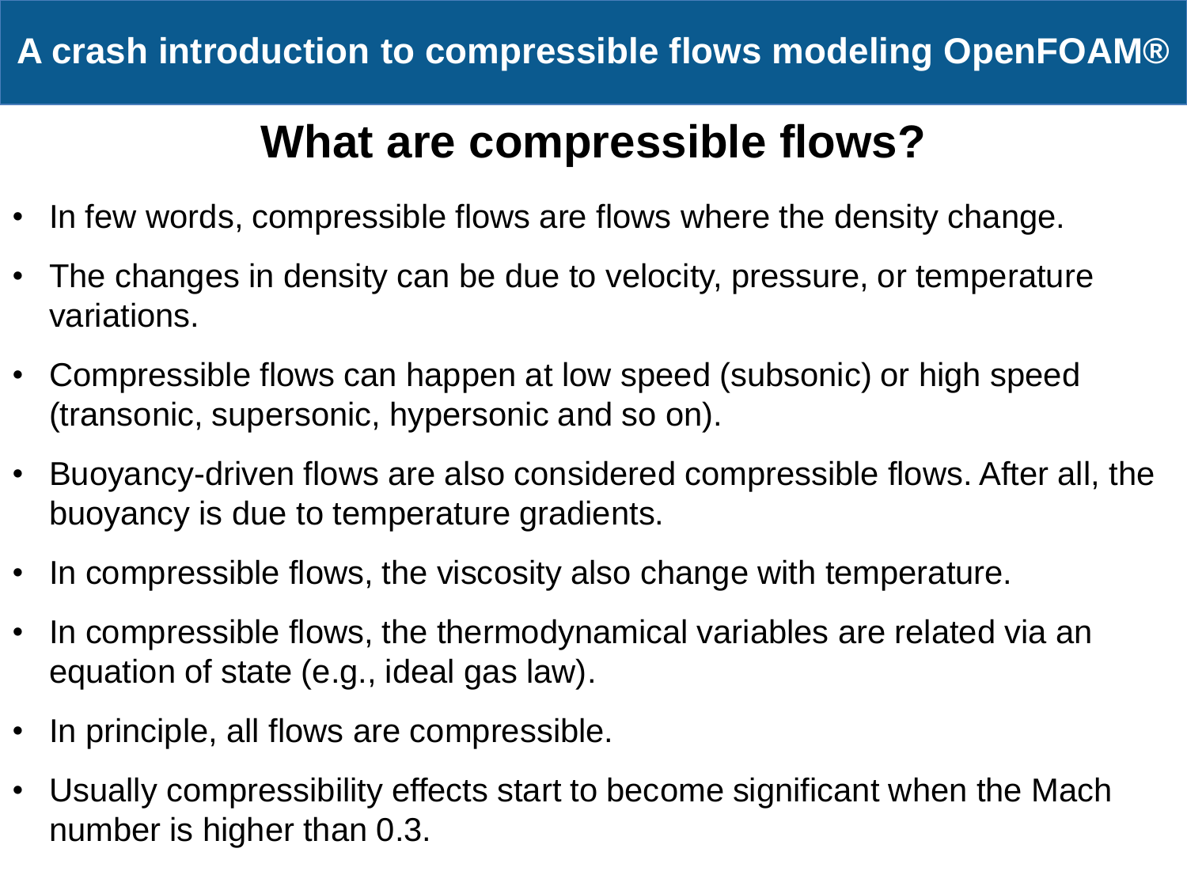## What are compressible flows?

- In few words, compressible flows are flows where the density change.
- The changes in density can be due to velocity, pressure, or temperature variations.
- Compressible flows can happen at low speed (subsonic) or high speed (transonic, supersonic, hypersonic and so on).
- Buoyancy-driven flows are also considered compressible flows. After all, the buoyancy is due to temperature gradients.
- In compressible flows, the viscosity also change with temperature.
- In compressible flows, the thermodynamical variables are related via an equation of state (e.g., ideal gas law).
- In principle, all flows are compressible.
- Usually compressibility effects start to become significant when the Mach number is higher than 0.3.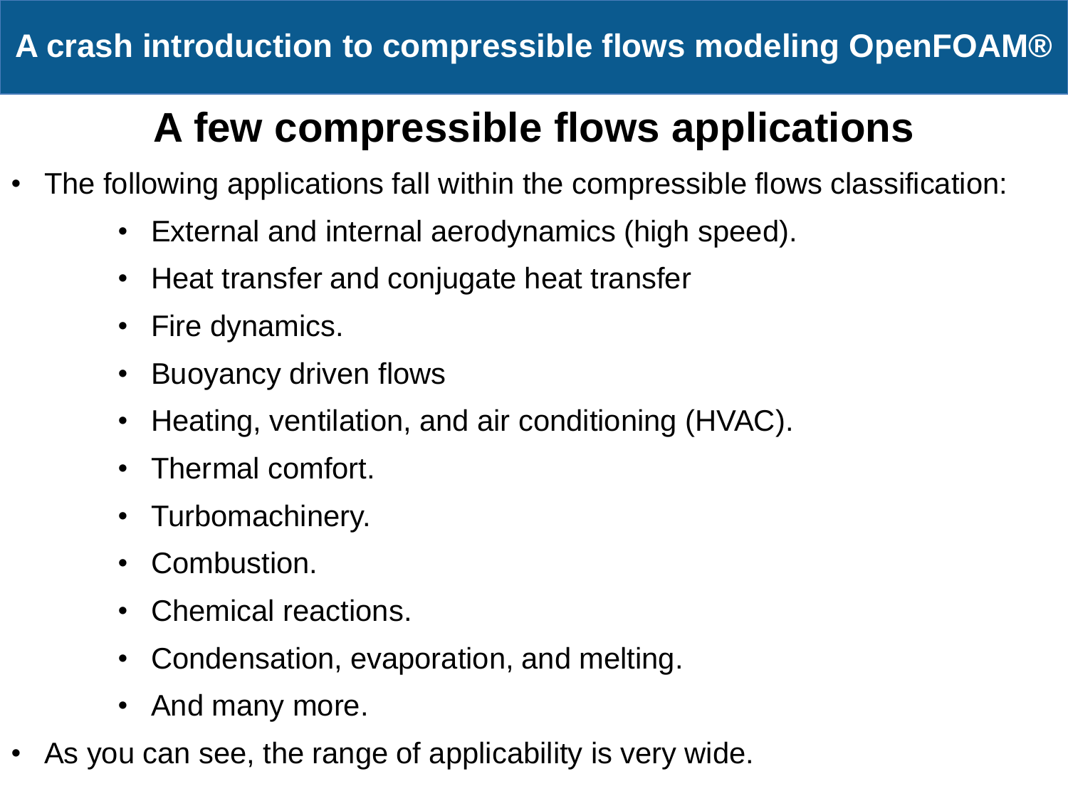# A few compressible flows applications

- The following applications fall within the compressible flows classification:
  - External and internal aerodynamics (high speed).
  - Heat transfer and conjugate heat transfer
  - Fire dynamics.
  - Buoyancy driven flows
  - Heating, ventilation, and air conditioning (HVAC).
  - Thermal comfort.
  - Turbomachinery.
  - Combustion.
  - Chemical reactions.
  - Condensation, evaporation, and melting.
  - And many more.
- As you can see, the range of applicability is very wide.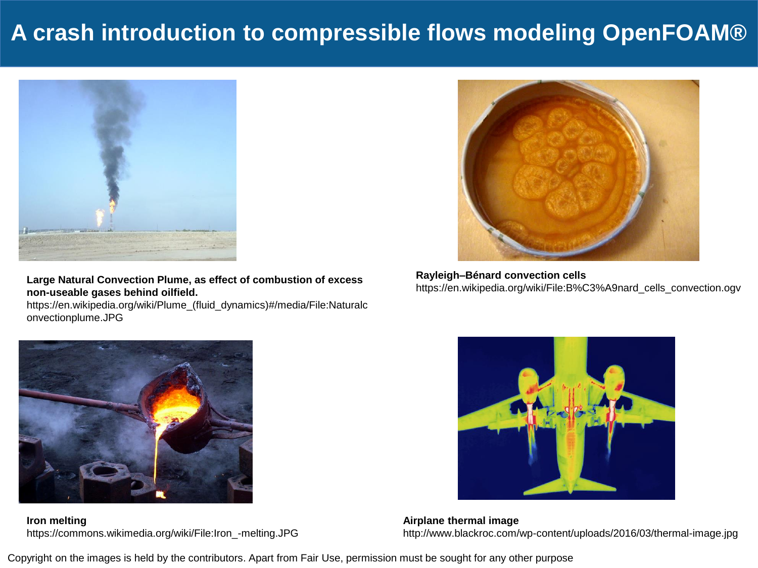# A crash introduction to compressible flows modeling OpenFOAM®

**Large Natural Convection Plume, as effect of combustion of excess non-useable gases behind oilfield.**
https://en.wikipedia.org/wiki/Plume_(fluid_dynamics)#/media/File:Naturalconvectionplume.JPG

**Rayleigh–Bénard convection cells**
https://en.wikipedia.org/wiki/File:B%C3%A9nard_cells_convection.ogv

**Iron melting**
https://commons.wikimedia.org/wiki/File:Iron_-melting.JPG

**Airplane thermal image**
http://www.blackroc.com/wp-content/uploads/2016/03/thermal-image.jpg

Copyright on the images is held by the contributors. Apart from Fair Use, permission must be sought for any other purpose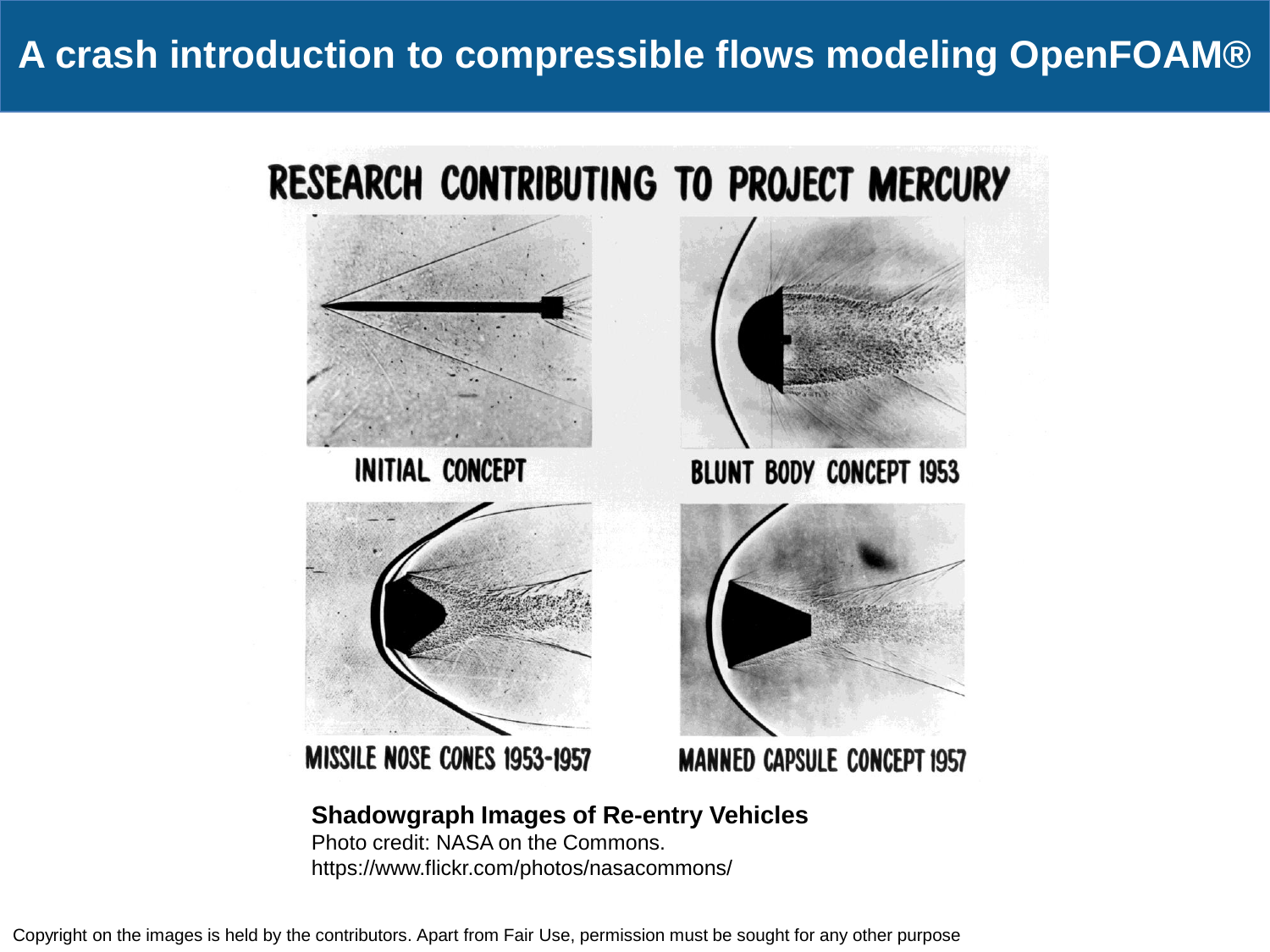# A crash introduction to compressible flows modeling OpenFOAM®

RESEARCH CONTRIBUTING TO PROJECT MERCURY

INITIAL CONCEPT

BLUNT BODY CONCEPT 1953

MISSILE NOSE CONES 1953-1957

MANNED CAPSULE CONCEPT 1957

**Shadowgraph Images of Re-entry Vehicles**
Photo credit: NASA on the Commons.
https://www.flickr.com/photos/nasacommons/

Copyright on the images is held by the contributors. Apart from Fair Use, permission must be sought for any other purpose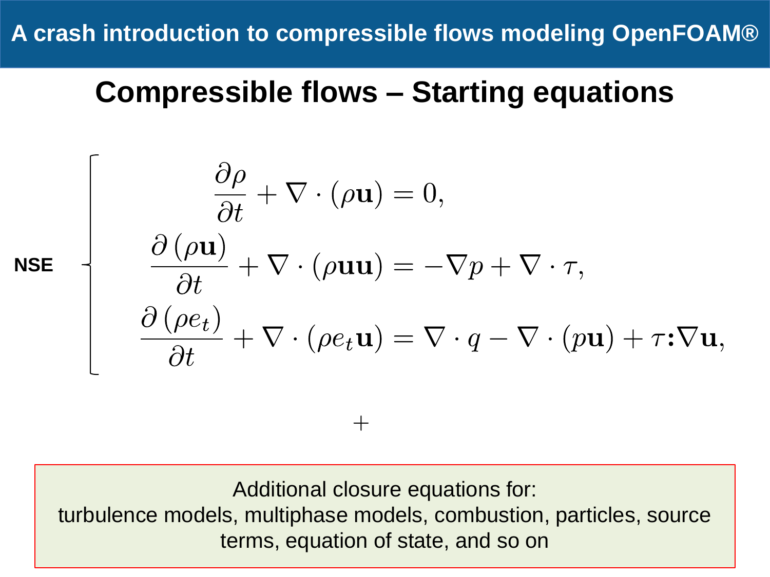## Compressible flows – Starting equations

**NSE**

$$
\begin{cases}
\dfrac{\partial \rho}{\partial t} + \nabla \cdot (\rho \mathbf{u}) = 0, \\
\dfrac{\partial (\rho \mathbf{u})}{\partial t} + \nabla \cdot (\rho \mathbf{u}\mathbf{u}) = -\nabla p + \nabla \cdot \tau, \\
\dfrac{\partial (\rho e_t)}{\partial t} + \nabla \cdot (\rho e_t \mathbf{u}) = \nabla \cdot q - \nabla \cdot (p \mathbf{u}) + \tau \mathbf{:} \nabla \mathbf{u},
\end{cases}
$$

$$+$$

Additional closure equations for:
turbulence models, multiphase models, combustion, particles, source terms, equation of state, and so on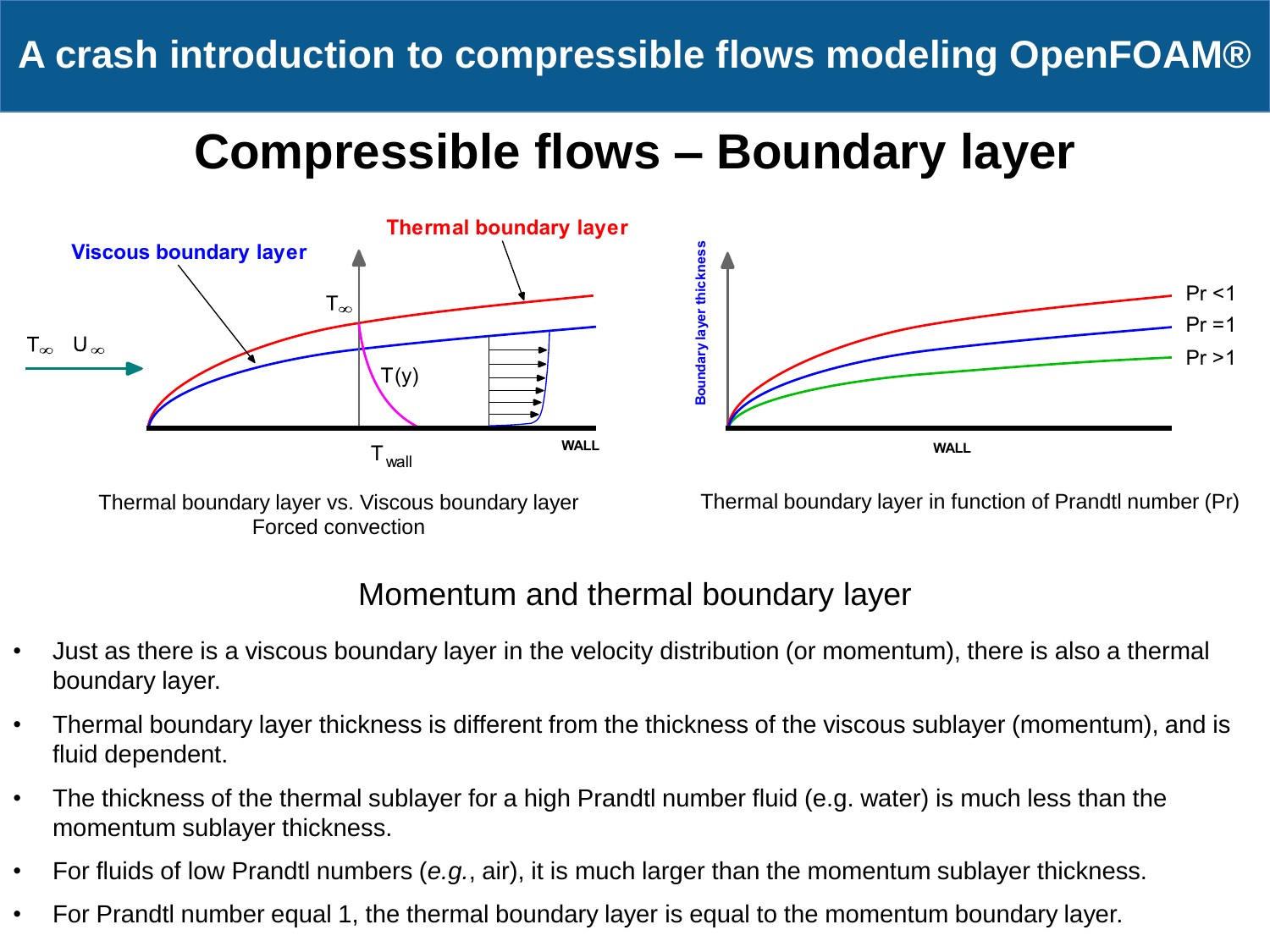# Compressible flows – Boundary layer

Thermal boundary layer vs. Viscous boundary layer
Forced convection

Thermal boundary layer in function of Prandtl number (Pr)

## Momentum and thermal boundary layer

- Just as there is a viscous boundary layer in the velocity distribution (or momentum), there is also a thermal boundary layer.
- Thermal boundary layer thickness is different from the thickness of the viscous sublayer (momentum), and is fluid dependent.
- The thickness of the thermal sublayer for a high Prandtl number fluid (e.g. water) is much less than the momentum sublayer thickness.
- For fluids of low Prandtl numbers (*e.g.*, air), it is much larger than the momentum sublayer thickness.
- For Prandtl number equal 1, the thermal boundary layer is equal to the momentum boundary layer.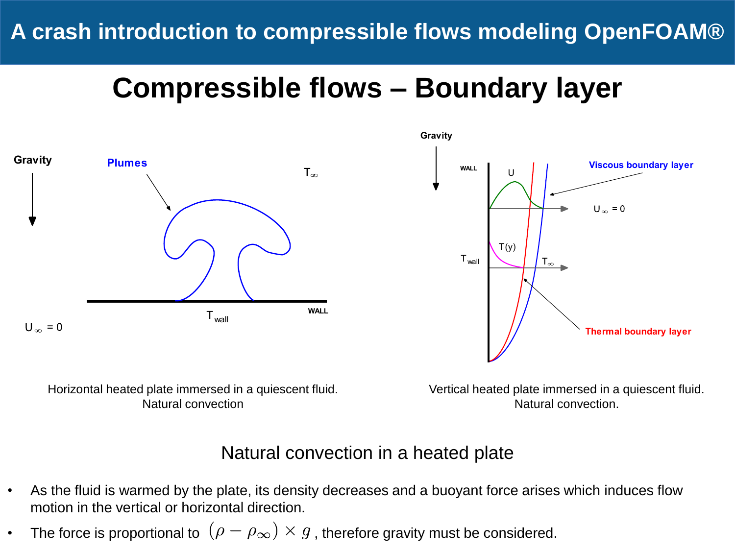# Compressible flows – Boundary layer

Horizontal heated plate immersed in a quiescent fluid. Natural convection

Vertical heated plate immersed in a quiescent fluid. Natural convection.

Natural convection in a heated plate

- As the fluid is warmed by the plate, its density decreases and a buoyant force arises which induces flow motion in the vertical or horizontal direction.
- The force is proportional to $(\rho - \rho_\infty) \times g$, therefore gravity must be considered.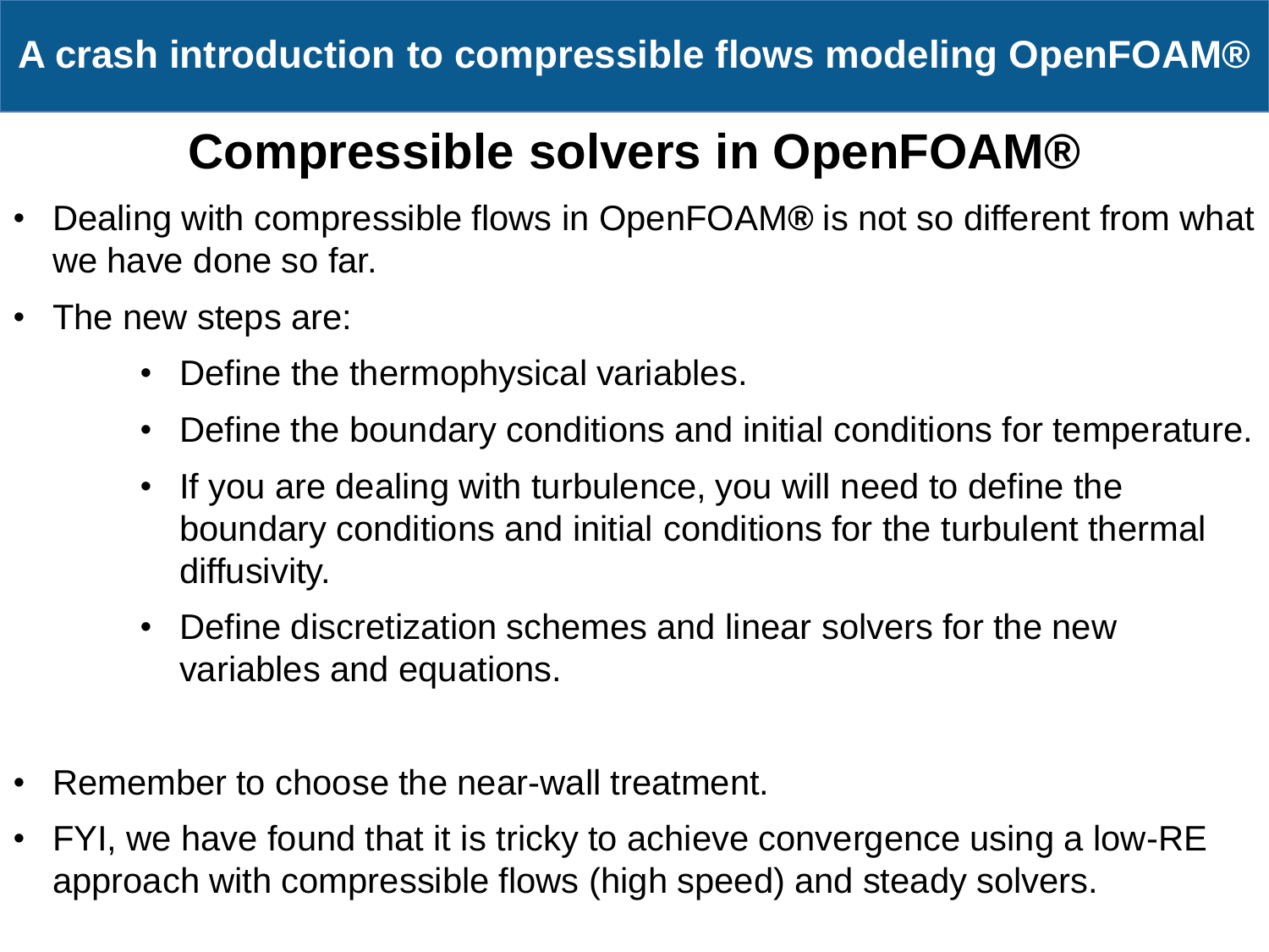# Compressible solvers in OpenFOAM®

- Dealing with compressible flows in OpenFOAM® is not so different from what we have done so far.
- The new steps are:
  - Define the thermophysical variables.
  - Define the boundary conditions and initial conditions for temperature.
  - If you are dealing with turbulence, you will need to define the boundary conditions and initial conditions for the turbulent thermal diffusivity.
  - Define discretization schemes and linear solvers for the new variables and equations.

- Remember to choose the near-wall treatment.
- FYI, we have found that it is tricky to achieve convergence using a low-RE approach with compressible flows (high speed) and steady solvers.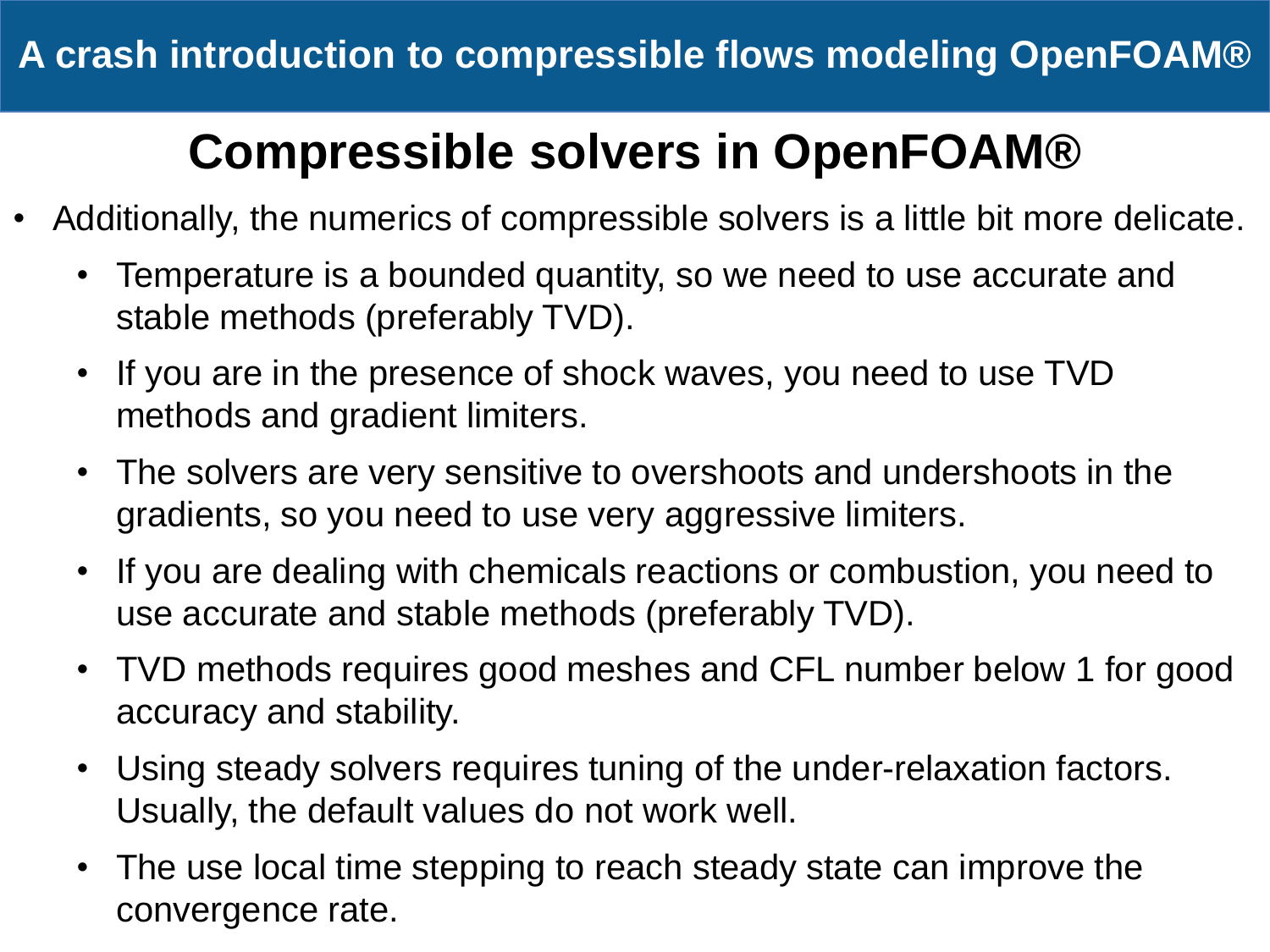## Compressible solvers in OpenFOAM®

- Additionally, the numerics of compressible solvers is a little bit more delicate.
  - Temperature is a bounded quantity, so we need to use accurate and stable methods (preferably TVD).
  - If you are in the presence of shock waves, you need to use TVD methods and gradient limiters.
  - The solvers are very sensitive to overshoots and undershoots in the gradients, so you need to use very aggressive limiters.
  - If you are dealing with chemicals reactions or combustion, you need to use accurate and stable methods (preferably TVD).
  - TVD methods requires good meshes and CFL number below 1 for good accuracy and stability.
  - Using steady solvers requires tuning of the under-relaxation factors. Usually, the default values do not work well.
  - The use local time stepping to reach steady state can improve the convergence rate.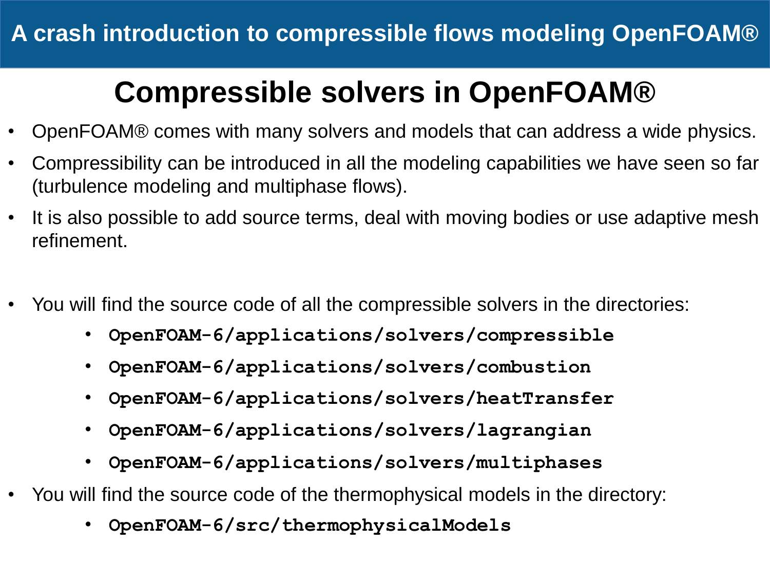# Compressible solvers in OpenFOAM®

- OpenFOAM® comes with many solvers and models that can address a wide physics.
- Compressibility can be introduced in all the modeling capabilities we have seen so far (turbulence modeling and multiphase flows).
- It is also possible to add source terms, deal with moving bodies or use adaptive mesh refinement.

- You will find the source code of all the compressible solvers in the directories:
  - **`OpenFOAM-6/applications/solvers/compressible`**
  - **`OpenFOAM-6/applications/solvers/combustion`**
  - **`OpenFOAM-6/applications/solvers/heatTransfer`**
  - **`OpenFOAM-6/applications/solvers/lagrangian`**
  - **`OpenFOAM-6/applications/solvers/multiphases`**
- You will find the source code of the thermophysical models in the directory:
  - **`OpenFOAM-6/src/thermophysicalModels`**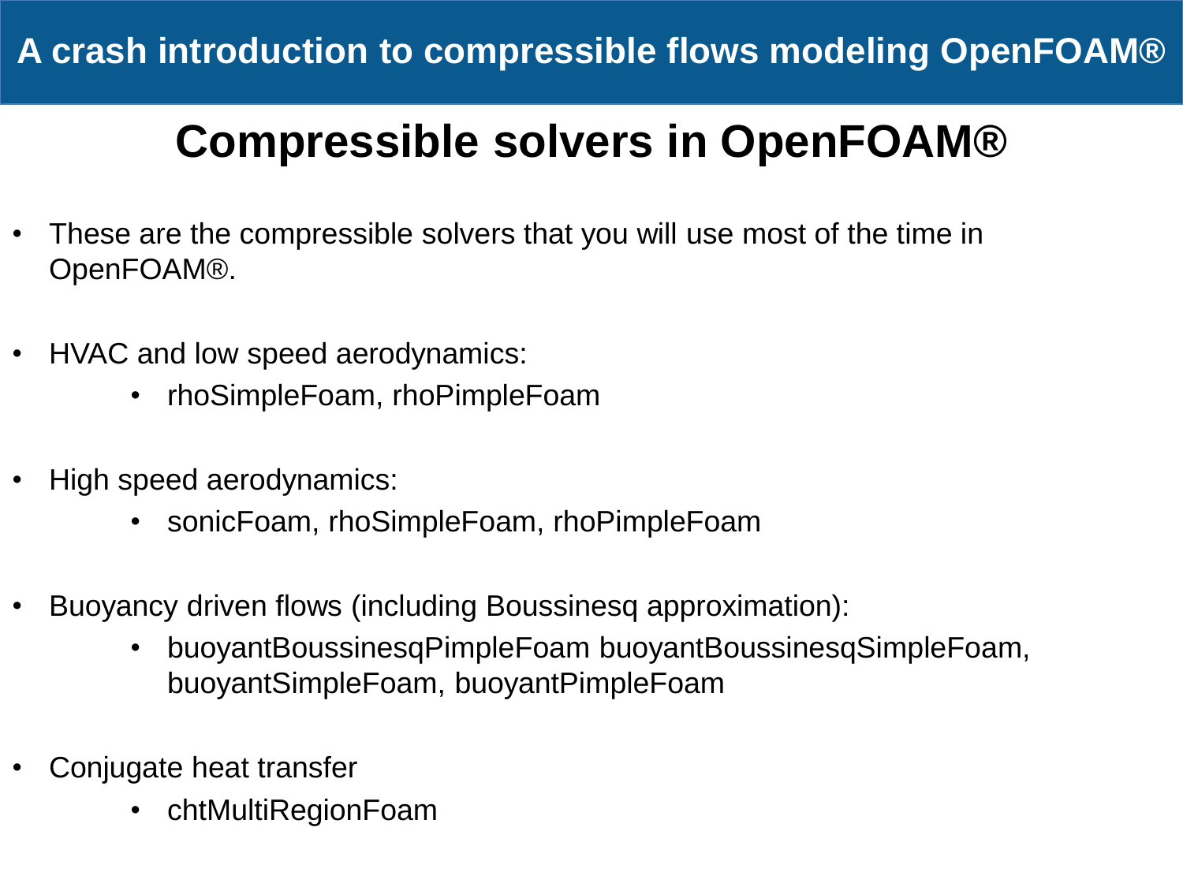## Compressible solvers in OpenFOAM®

- These are the compressible solvers that you will use most of the time in OpenFOAM®.

- HVAC and low speed aerodynamics:
    - rhoSimpleFoam, rhoPimpleFoam

- High speed aerodynamics:
    - sonicFoam, rhoSimpleFoam, rhoPimpleFoam

- Buoyancy driven flows (including Boussinesq approximation):
    - buoyantBoussinesqPimpleFoam buoyantBoussinesqSimpleFoam, buoyantSimpleFoam, buoyantPimpleFoam

- Conjugate heat transfer
    - chtMultiRegionFoam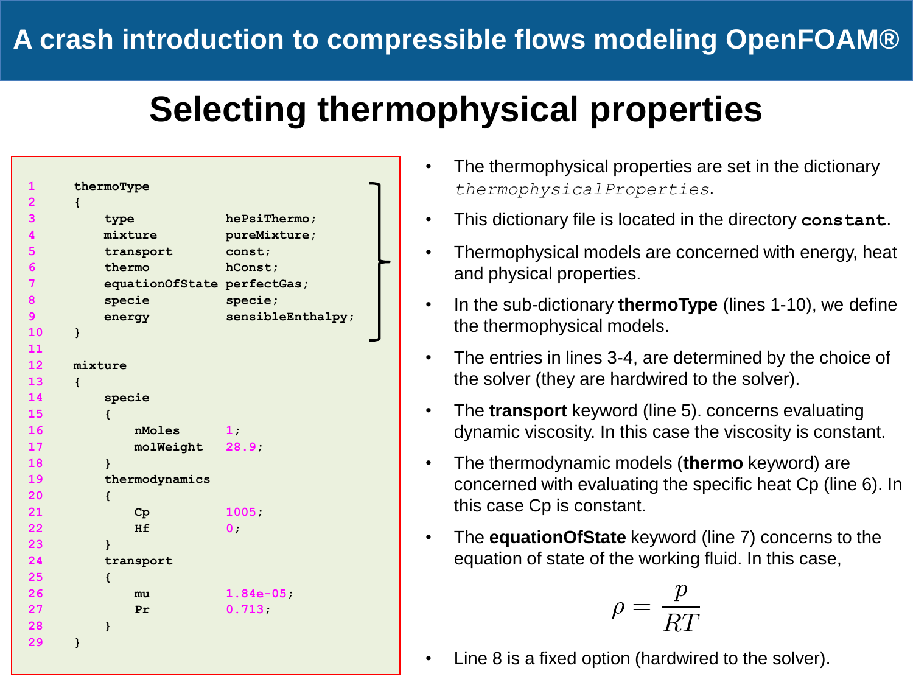# A crash introduction to compressible flows modeling OpenFOAM®

## Selecting thermophysical properties

```
1     thermoType
2     {
3         type            hePsiThermo;
4         mixture         pureMixture;
5         transport       const;
6         thermo          hConst;
7         equationOfState perfectGas;
8         specie          specie;
9         energy          sensibleEnthalpy;
10    }
11
12    mixture
13    {
14        specie
15        {
16            nMoles      1;
17            molWeight   28.9;
18        }
19        thermodynamics
20        {
21            Cp          1005;
22            Hf          0;
23        }
24        transport
25        {
26            mu          1.84e-05;
27            Pr          0.713;
28        }
29    }
```

- The thermophysical properties are set in the dictionary *thermophysicalProperties*.
- This dictionary file is located in the directory **constant**.
- Thermophysical models are concerned with energy, heat and physical properties.
- In the sub-dictionary **thermoType** (lines 1-10), we define the thermophysical models.
- The entries in lines 3-4, are determined by the choice of the solver (they are hardwired to the solver).
- The **transport** keyword (line 5). concerns evaluating dynamic viscosity. In this case the viscosity is constant.
- The thermodynamic models (**thermo** keyword) are concerned with evaluating the specific heat Cp (line 6). In this case Cp is constant.
- The **equationOfState** keyword (line 7) concerns to the equation of state of the working fluid. In this case,

$$\rho = \frac{p}{RT}$$

- Line 8 is a fixed option (hardwired to the solver).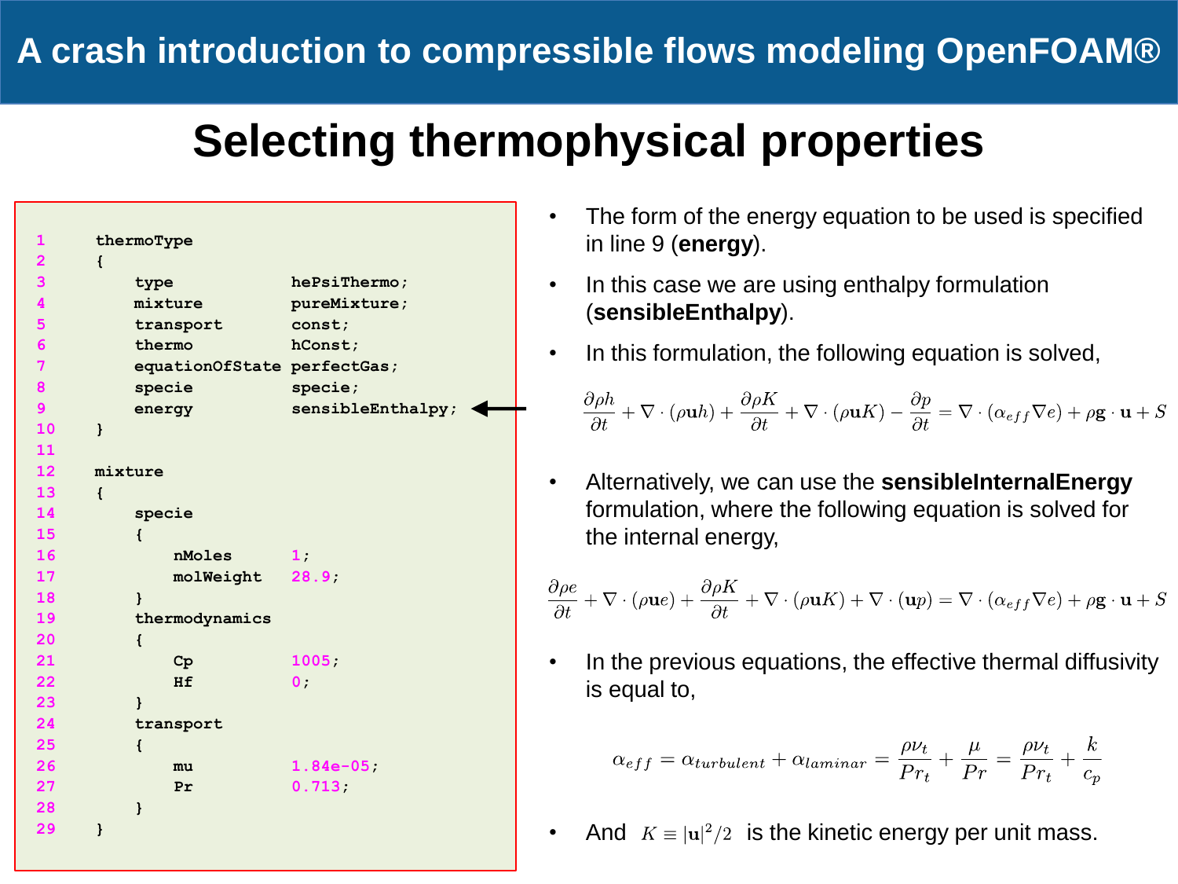## A crash introduction to compressible flows modeling OpenFOAM®

# Selecting thermophysical properties

```
1     thermoType
2     {
3         type            hePsiThermo;
4         mixture         pureMixture;
5         transport       const;
6         thermo          hConst;
7         equationOfState perfectGas;
8         specie          specie;
9         energy          sensibleEnthalpy;
10    }
11
12    mixture
13    {
14        specie
15        {
16            nMoles      1;
17            molWeight   28.9;
18        }
19        thermodynamics
20        {
21            Cp          1005;
22            Hf          0;
23        }
24        transport
25        {
26            mu          1.84e-05;
27            Pr          0.713;
28        }
29    }
```

- The form of the energy equation to be used is specified in line 9 (**energy**).
- In this case we are using enthalpy formulation (**sensibleEnthalpy**).
- In this formulation, the following equation is solved,

$$\frac{\partial \rho h}{\partial t} + \nabla \cdot (\rho \mathbf{u} h) + \frac{\partial \rho K}{\partial t} + \nabla \cdot (\rho \mathbf{u} K) - \frac{\partial p}{\partial t} = \nabla \cdot (\alpha_{eff} \nabla e) + \rho \mathbf{g} \cdot \mathbf{u} + S$$

- Alternatively, we can use the **sensibleInternalEnergy** formulation, where the following equation is solved for the internal energy,

$$\frac{\partial \rho e}{\partial t} + \nabla \cdot (\rho \mathbf{u} e) + \frac{\partial \rho K}{\partial t} + \nabla \cdot (\rho \mathbf{u} K) + \nabla \cdot (\mathbf{u} p) = \nabla \cdot (\alpha_{eff} \nabla e) + \rho \mathbf{g} \cdot \mathbf{u} + S$$

- In the previous equations, the effective thermal diffusivity is equal to,

$$\alpha_{eff} = \alpha_{turbulent} + \alpha_{laminar} = \frac{\rho \nu_t}{Pr_t} + \frac{\mu}{Pr} = \frac{\rho \nu_t}{Pr_t} + \frac{k}{c_p}$$

- And $K \equiv |\mathbf{u}|^2/2$ is the kinetic energy per unit mass.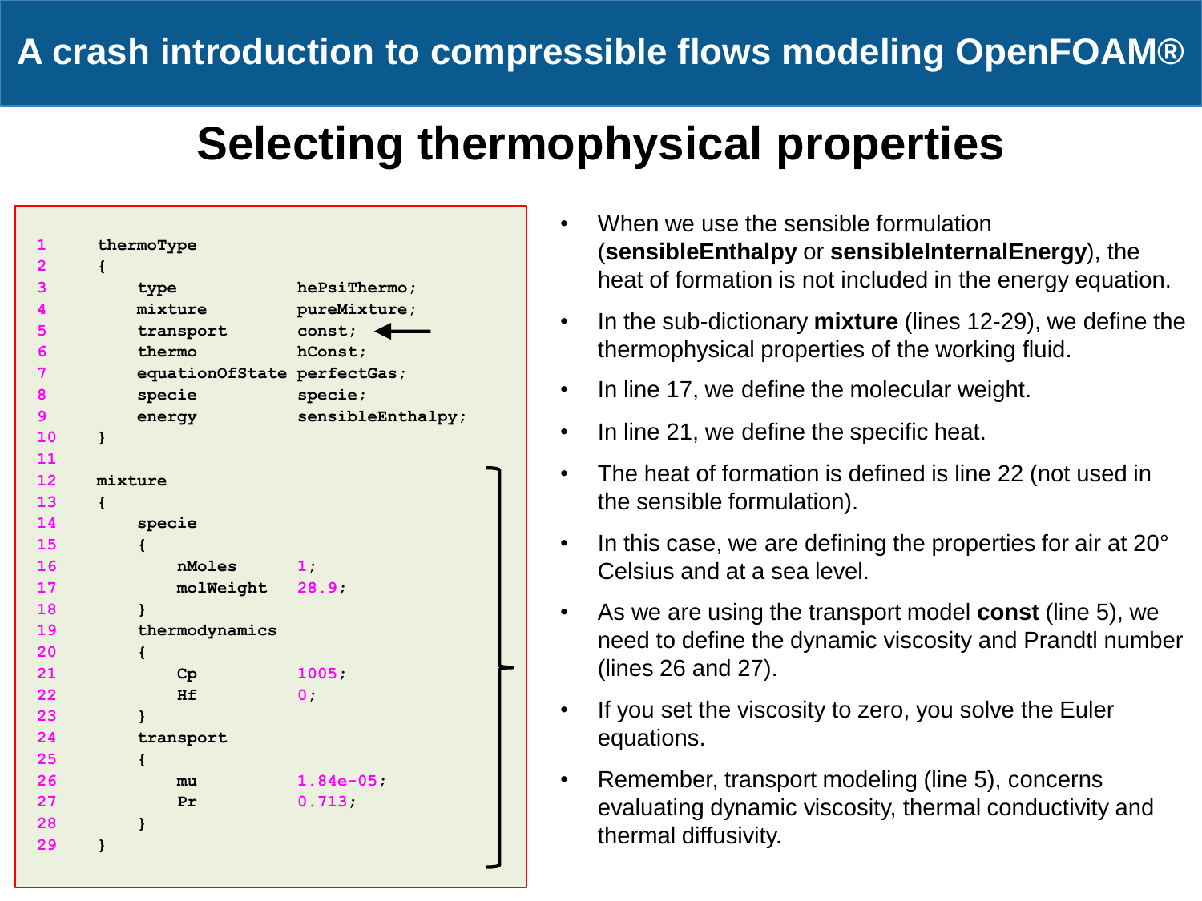# Selecting thermophysical properties

```
1     thermoType
2     {
3         type            hePsiThermo;
4         mixture         pureMixture;
5         transport       const;
6         thermo          hConst;
7         equationOfState perfectGas;
8         specie          specie;
9         energy          sensibleEnthalpy;
10    }
11
12    mixture
13    {
14        specie
15        {
16            nMoles      1;
17            molWeight   28.9;
18        }
19        thermodynamics
20        {
21            Cp          1005;
22            Hf          0;
23        }
24        transport
25        {
26            mu          1.84e-05;
27            Pr          0.713;
28        }
29    }
```

- When we use the sensible formulation (**sensibleEnthalpy** or **sensibleInternalEnergy**), the heat of formation is not included in the energy equation.
- In the sub-dictionary **mixture** (lines 12-29), we define the thermophysical properties of the working fluid.
- In line 17, we define the molecular weight.
- In line 21, we define the specific heat.
- The heat of formation is defined is line 22 (not used in the sensible formulation).
- In this case, we are defining the properties for air at 20° Celsius and at a sea level.
- As we are using the transport model **const** (line 5), we need to define the dynamic viscosity and Prandtl number (lines 26 and 27).
- If you set the viscosity to zero, you solve the Euler equations.
- Remember, transport modeling (line 5), concerns evaluating dynamic viscosity, thermal conductivity and thermal diffusivity.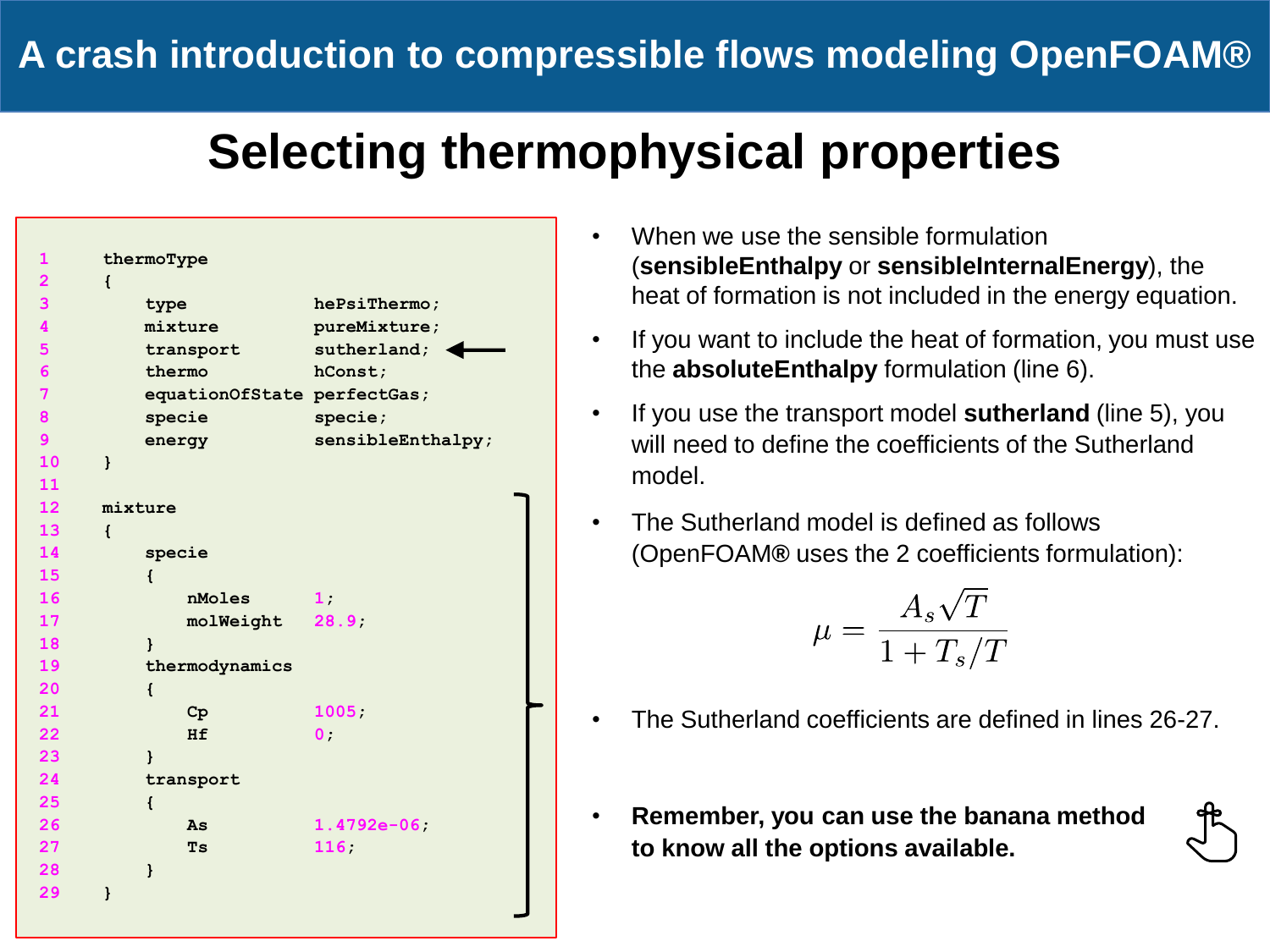# A crash introduction to compressible flows modeling OpenFOAM®

## Selecting thermophysical properties

```
1   thermoType
2   {
3       type            hePsiThermo;
4       mixture         pureMixture;
5       transport       sutherland;
6       thermo          hConst;
7       equationOfState perfectGas;
8       specie          specie;
9       energy          sensibleEnthalpy;
10  }
11
12  mixture
13  {
14      specie
15      {
16          nMoles      1;
17          molWeight   28.9;
18      }
19      thermodynamics
20      {
21          Cp          1005;
22          Hf          0;
23      }
24      transport
25      {
26          As          1.4792e-06;
27          Ts          116;
28      }
29  }
```

- When we use the sensible formulation (**sensibleEnthalpy** or **sensibleInternalEnergy**), the heat of formation is not included in the energy equation.
- If you want to include the heat of formation, you must use the **absoluteEnthalpy** formulation (line 6).
- If you use the transport model **sutherland** (line 5), you will need to define the coefficients of the Sutherland model.
- The Sutherland model is defined as follows (OpenFOAM® uses the 2 coefficients formulation):

$$\mu = \frac{A_s \sqrt{T}}{1 + T_s / T}$$

- The Sutherland coefficients are defined in lines 26-27.
- **Remember, you can use the banana method to know all the options available.**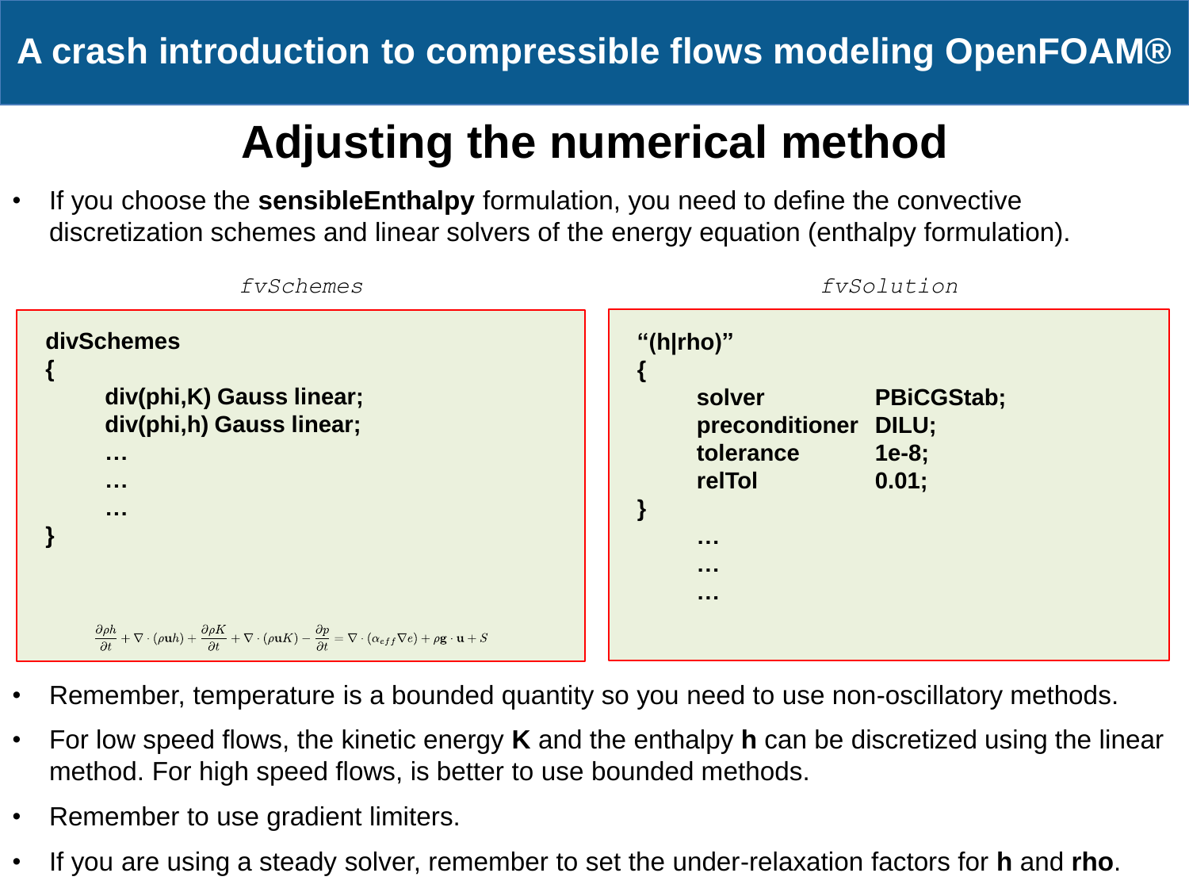## Adjusting the numerical method

- If you choose the **sensibleEnthalpy** formulation, you need to define the convective discretization schemes and linear solvers of the energy equation (enthalpy formulation).

*fvSchemes*

```
divSchemes
{
    div(phi,K) Gauss linear;
    div(phi,h) Gauss linear;
    …
    …
    …
}
```

$$\frac{\partial \rho h}{\partial t} + \nabla \cdot (\rho \mathbf{u} h) + \frac{\partial \rho K}{\partial t} + \nabla \cdot (\rho \mathbf{u} K) - \frac{\partial p}{\partial t} = \nabla \cdot (\alpha_{eff} \nabla e) + \rho \mathbf{g} \cdot \mathbf{u} + S$$

*fvSolution*

```
"(h|rho)"
{
    solver          PBiCGStab;
    preconditioner  DILU;
    tolerance       1e-8;
    relTol          0.01;
}
    …
    …
    …
```

- Remember, temperature is a bounded quantity so you need to use non-oscillatory methods.
- For low speed flows, the kinetic energy **K** and the enthalpy **h** can be discretized using the linear method. For high speed flows, is better to use bounded methods.
- Remember to use gradient limiters.
- If you are using a steady solver, remember to set the under-relaxation factors for **h** and **rho**.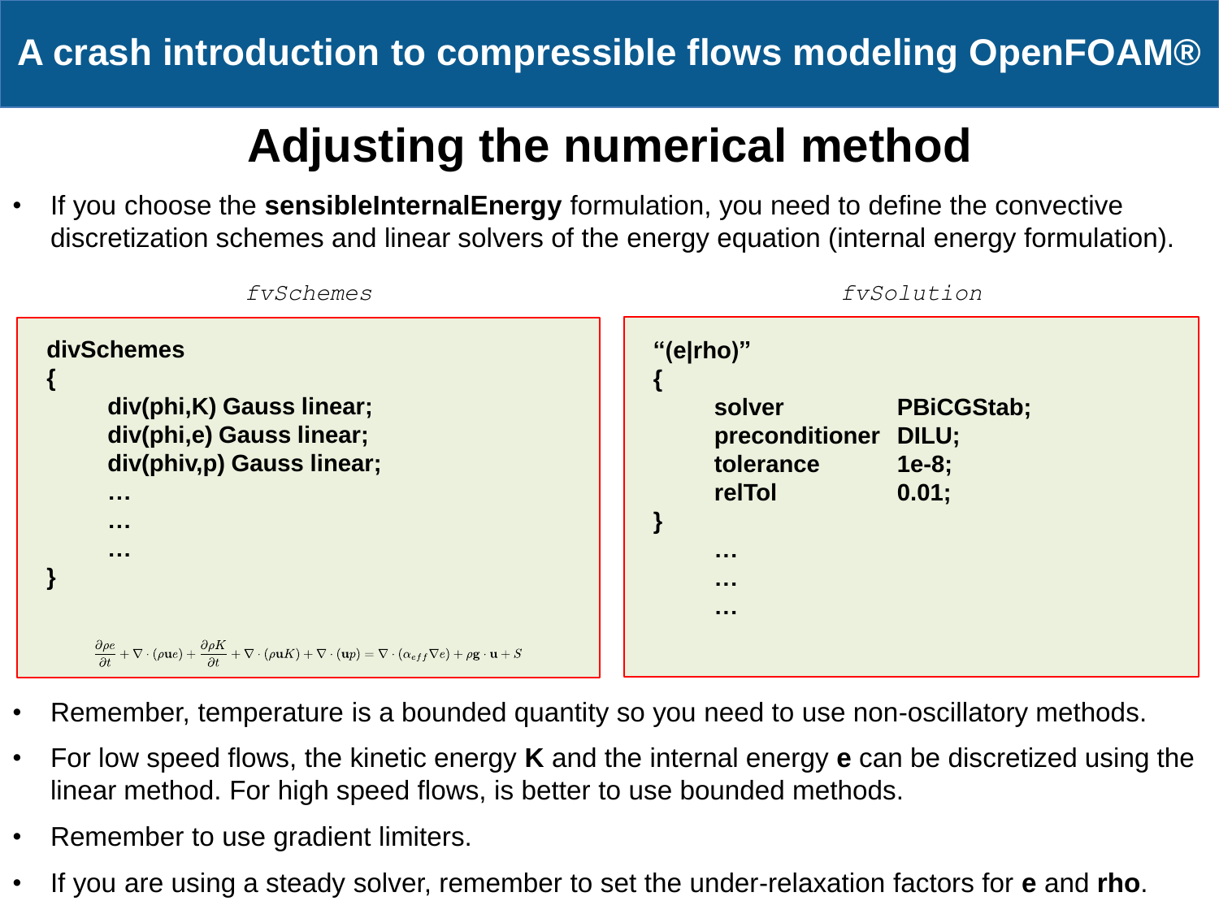## Adjusting the numerical method

- If you choose the **sensibleInternalEnergy** formulation, you need to define the convective discretization schemes and linear solvers of the energy equation (internal energy formulation).

*fvSchemes*

```
divSchemes
{
    div(phi,K) Gauss linear;
    div(phi,e) Gauss linear;
    div(phiv,p) Gauss linear;
    …
    …
    …
}
```

$$\frac{\partial \rho e}{\partial t} + \nabla \cdot (\rho \mathbf{u} e) + \frac{\partial \rho K}{\partial t} + \nabla \cdot (\rho \mathbf{u} K) + \nabla \cdot (\mathbf{u} p) = \nabla \cdot (\alpha_{eff} \nabla e) + \rho \mathbf{g} \cdot \mathbf{u} + S$$

*fvSolution*

```
"(e|rho)"
{
    solver          PBiCGStab;
    preconditioner  DILU;
    tolerance       1e-8;
    relTol          0.01;
}
    …
    …
    …
```

- Remember, temperature is a bounded quantity so you need to use non-oscillatory methods.
- For low speed flows, the kinetic energy **K** and the internal energy **e** can be discretized using the linear method. For high speed flows, is better to use bounded methods.
- Remember to use gradient limiters.
- If you are using a steady solver, remember to set the under-relaxation factors for **e** and **rho**.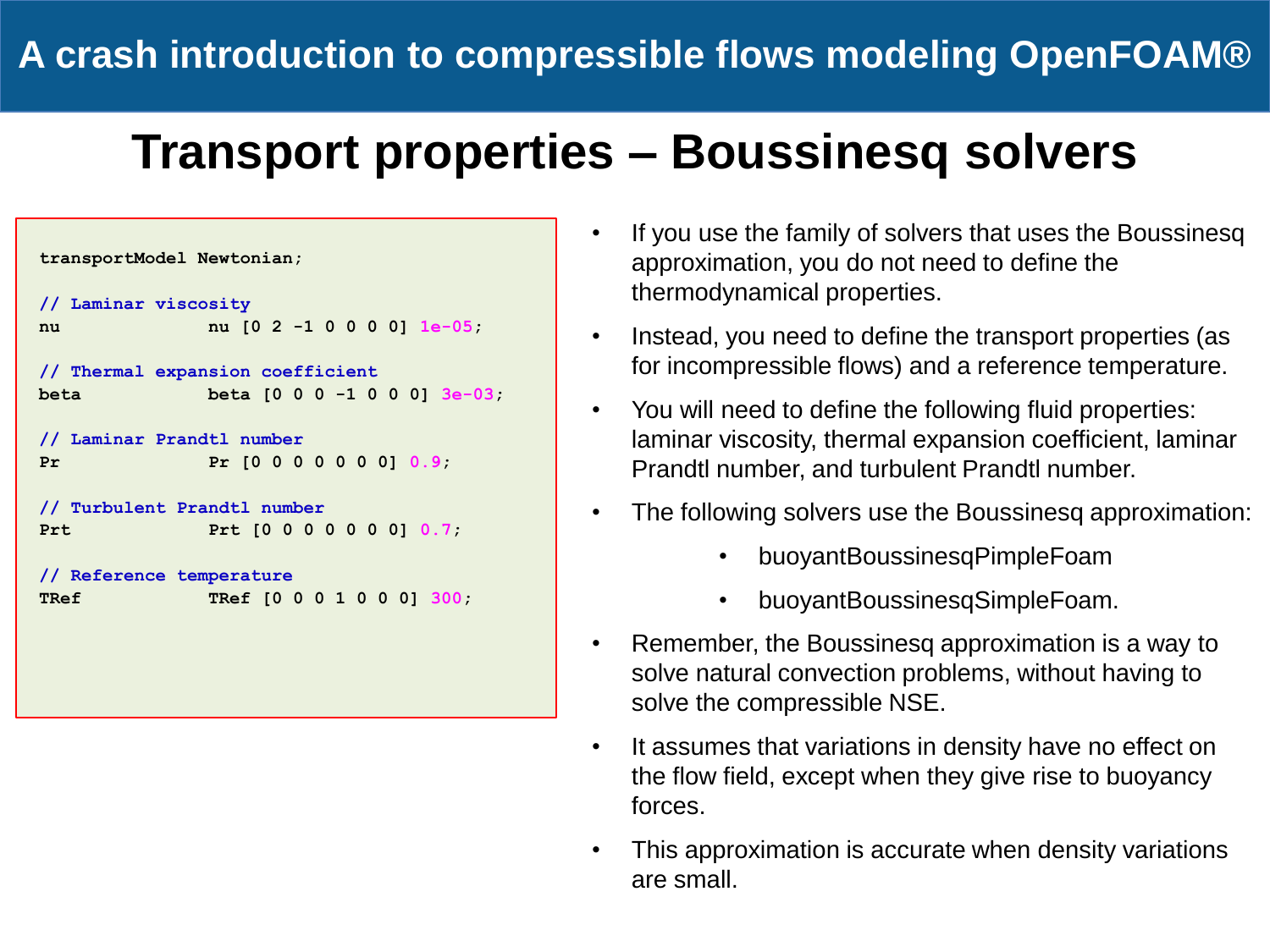# Transport properties – Boussinesq solvers

```
transportModel Newtonian;

// Laminar viscosity
nu              nu [0 2 -1 0 0 0 0] 1e-05;

// Thermal expansion coefficient
beta            beta [0 0 0 -1 0 0 0] 3e-03;

// Laminar Prandtl number
Pr              Pr [0 0 0 0 0 0 0] 0.9;

// Turbulent Prandtl number
Prt             Prt [0 0 0 0 0 0 0] 0.7;

// Reference temperature
TRef            TRef [0 0 0 1 0 0 0] 300;
```

- If you use the family of solvers that uses the Boussinesq approximation, you do not need to define the thermodynamical properties.
- Instead, you need to define the transport properties (as for incompressible flows) and a reference temperature.
- You will need to define the following fluid properties: laminar viscosity, thermal expansion coefficient, laminar Prandtl number, and turbulent Prandtl number.
- The following solvers use the Boussinesq approximation:
  - buoyantBoussinesqPimpleFoam
  - buoyantBoussinesqSimpleFoam.
- Remember, the Boussinesq approximation is a way to solve natural convection problems, without having to solve the compressible NSE.
- It assumes that variations in density have no effect on the flow field, except when they give rise to buoyancy forces.
- This approximation is accurate when density variations are small.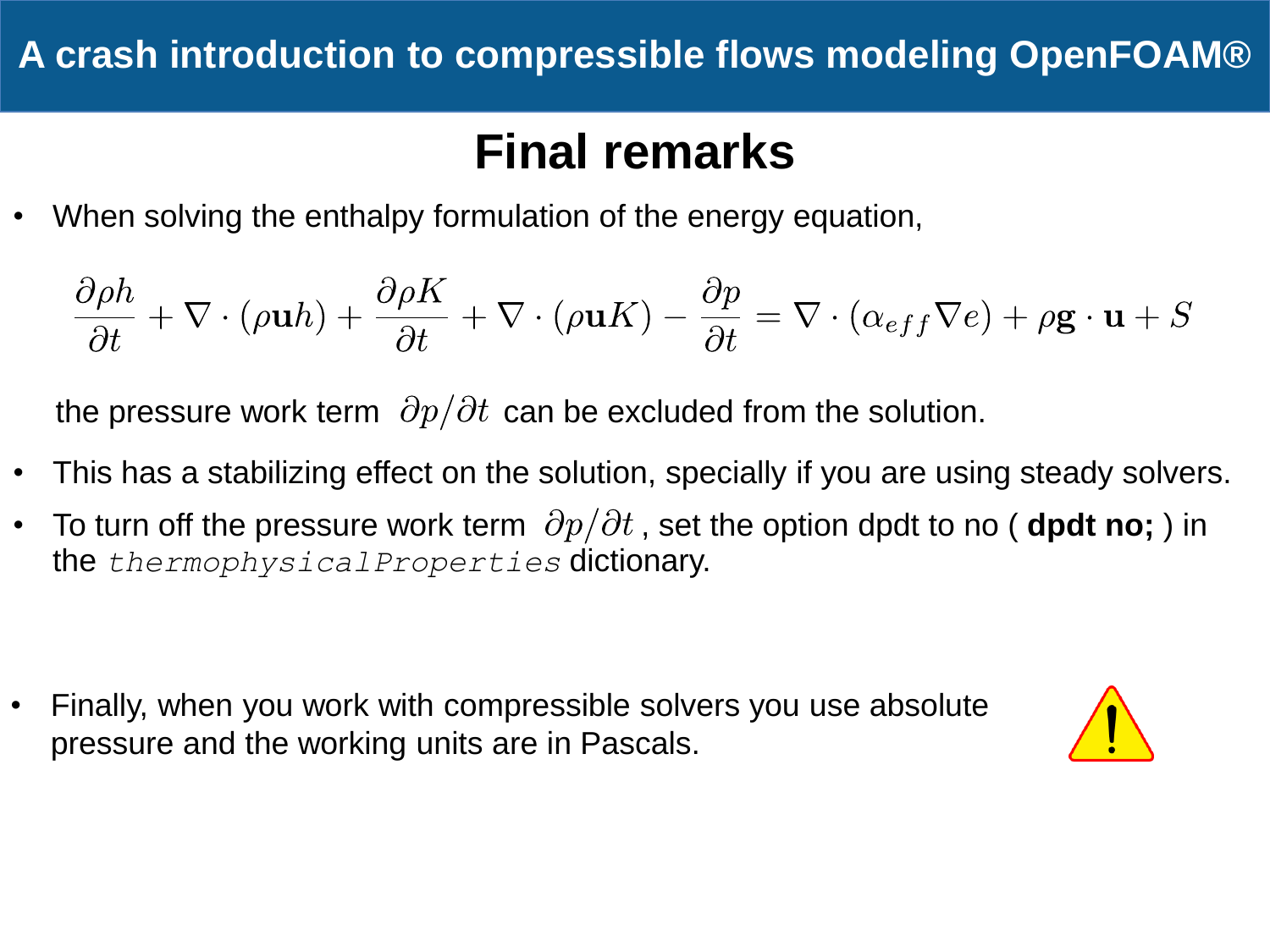## Final remarks

- When solving the enthalpy formulation of the energy equation,

$$\frac{\partial \rho h}{\partial t} + \nabla \cdot (\rho \mathbf{u} h) + \frac{\partial \rho K}{\partial t} + \nabla \cdot (\rho \mathbf{u} K) - \frac{\partial p}{\partial t} = \nabla \cdot (\alpha_{eff} \nabla e) + \rho \mathbf{g} \cdot \mathbf{u} + S$$

  the pressure work term $\partial p / \partial t$ can be excluded from the solution.

- This has a stabilizing effect on the solution, specially if you are using steady solvers.
- To turn off the pressure work term $\partial p / \partial t$, set the option dpdt to no ( **dpdt no;** ) in the `thermophysicalProperties` dictionary.

- Finally, when you work with compressible solvers you use absolute pressure and the working units are in Pascals.